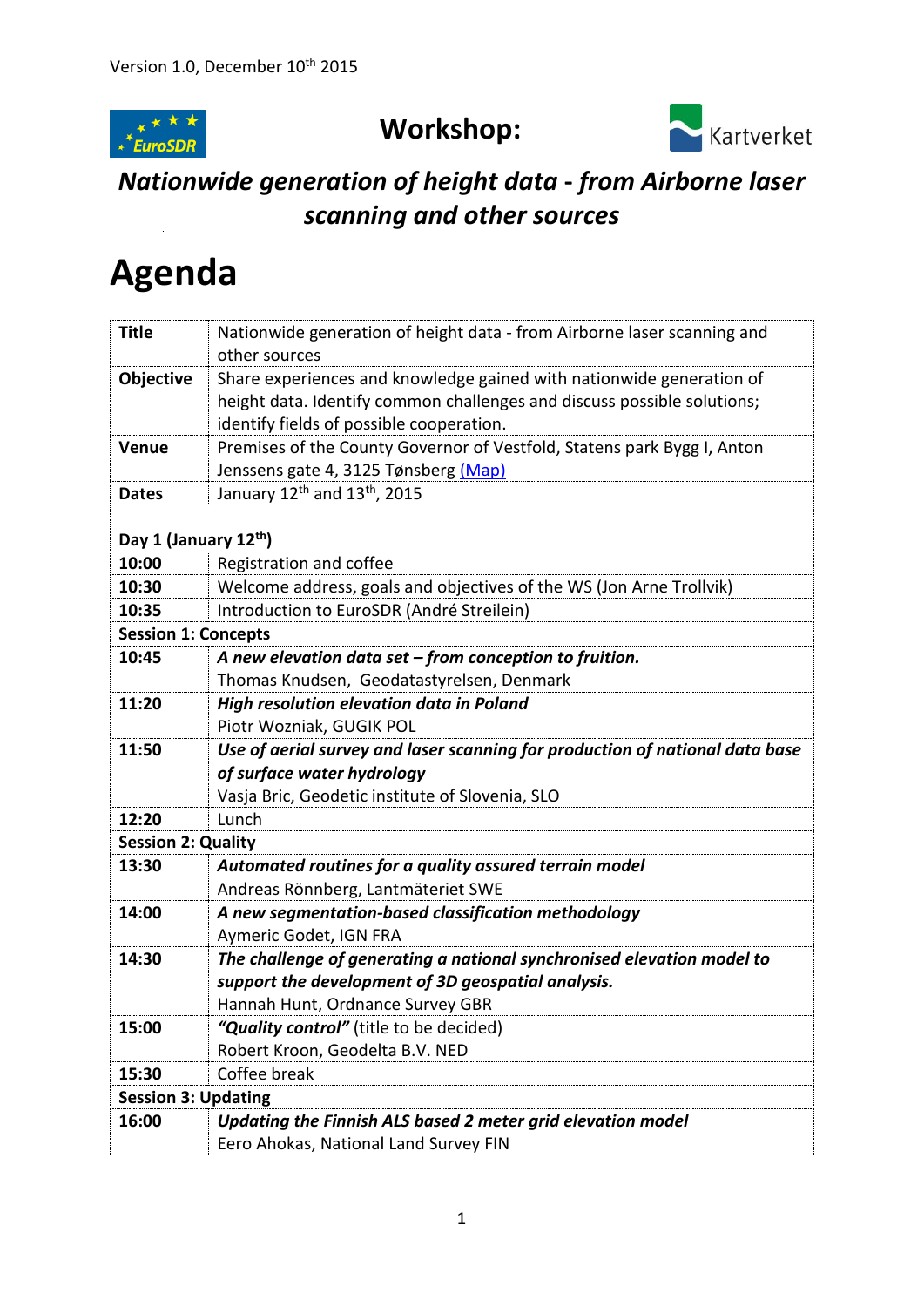Version 1.0, December 10th 2015

# Workshop:

## *Nationwide generation of height data - from Airborne laser scanning and other sources*

# Agenda

| | |
|---|---|
| **Title** | Nationwide generation of height data - from Airborne laser scanning and other sources |
| **Objective** | Share experiences and knowledge gained with nationwide generation of height data. Identify common challenges and discuss possible solutions; identify fields of possible cooperation. |
| **Venue** | Premises of the County Governor of Vestfold, Statens park Bygg I, Anton Jenssens gate 4, 3125 Tønsberg (Map) |
| **Dates** | January 12th and 13th, 2015 |
| **Day 1 (January 12th)** | |
| **10:00** | Registration and coffee |
| **10:30** | Welcome address, goals and objectives of the WS (Jon Arne Trollvik) |
| **10:35** | Introduction to EuroSDR (André Streilein) |
| **Session 1: Concepts** | |
| **10:45** | ***A new elevation data set – from conception to fruition.***<br>Thomas Knudsen, Geodatastyrelsen, Denmark |
| **11:20** | ***High resolution elevation data in Poland***<br>Piotr Wozniak, GUGIK POL |
| **11:50** | ***Use of aerial survey and laser scanning for production of national data base of surface water hydrology***<br>Vasja Bric, Geodetic institute of Slovenia, SLO |
| **12:20** | Lunch |
| **Session 2: Quality** | |
| **13:30** | ***Automated routines for a quality assured terrain model***<br>Andreas Rönnberg, Lantmäteriet SWE |
| **14:00** | ***A new segmentation-based classification methodology***<br>Aymeric Godet, IGN FRA |
| **14:30** | ***The challenge of generating a national synchronised elevation model to support the development of 3D geospatial analysis.***<br>Hannah Hunt, Ordnance Survey GBR |
| **15:00** | ***"Quality control"*** (title to be decided)<br>Robert Kroon, Geodelta B.V. NED |
| **15:30** | Coffee break |
| **Session 3: Updating** | |
| **16:00** | ***Updating the Finnish ALS based 2 meter grid elevation model***<br>Eero Ahokas, National Land Survey FIN |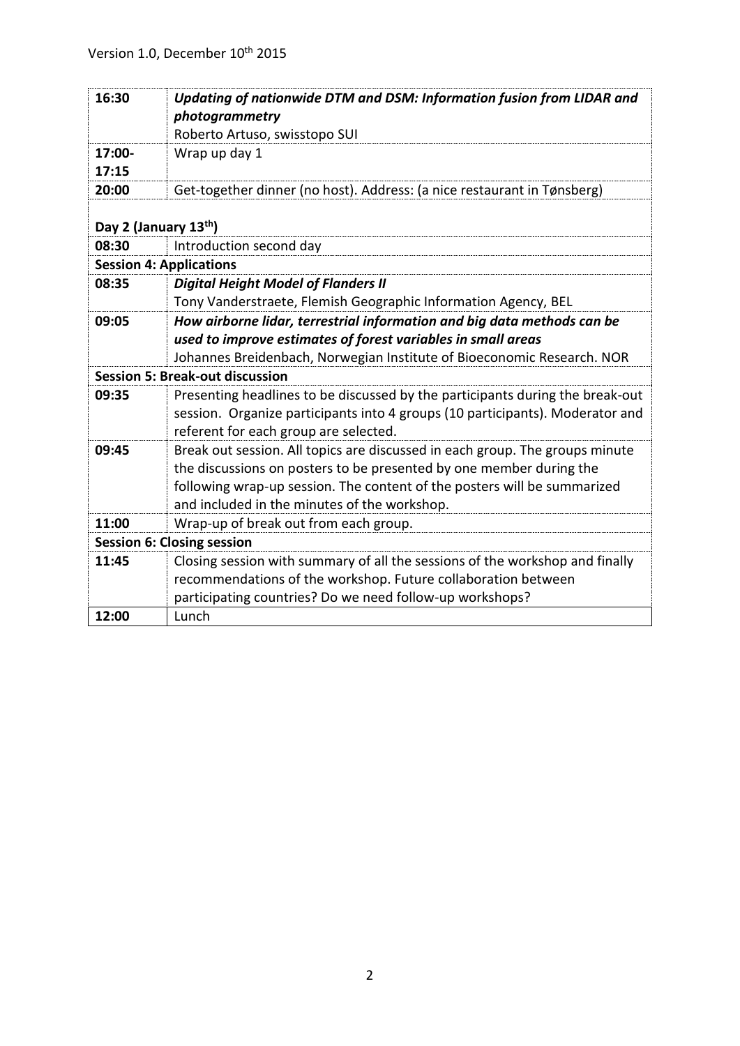| | |
|---|---|
| **16:30** | ***Updating of nationwide DTM and DSM: Information fusion from LIDAR and photogrammetry***<br>Roberto Artuso, swisstopo SUI |
| **17:00-17:15** | Wrap up day 1 |
| **20:00** | Get-together dinner (no host). Address: (a nice restaurant in Tønsberg) |
| **Day 2 (January 13th)** | |
| **08:30** | Introduction second day |
| **Session 4: Applications** | |
| **08:35** | ***Digital Height Model of Flanders II***<br>Tony Vanderstraete, Flemish Geographic Information Agency, BEL |
| **09:05** | ***How airborne lidar, terrestrial information and big data methods can be used to improve estimates of forest variables in small areas***<br>Johannes Breidenbach, Norwegian Institute of Bioeconomic Research. NOR |
| **Session 5: Break-out discussion** | |
| **09:35** | Presenting headlines to be discussed by the participants during the break-out session. Organize participants into 4 groups (10 participants). Moderator and referent for each group are selected. |
| **09:45** | Break out session. All topics are discussed in each group. The groups minute the discussions on posters to be presented by one member during the following wrap-up session. The content of the posters will be summarized and included in the minutes of the workshop. |
| **11:00** | Wrap-up of break out from each group. |
| **Session 6: Closing session** | |
| **11:45** | Closing session with summary of all the sessions of the workshop and finally recommendations of the workshop. Future collaboration between participating countries? Do we need follow-up workshops? |
| **12:00** | Lunch |